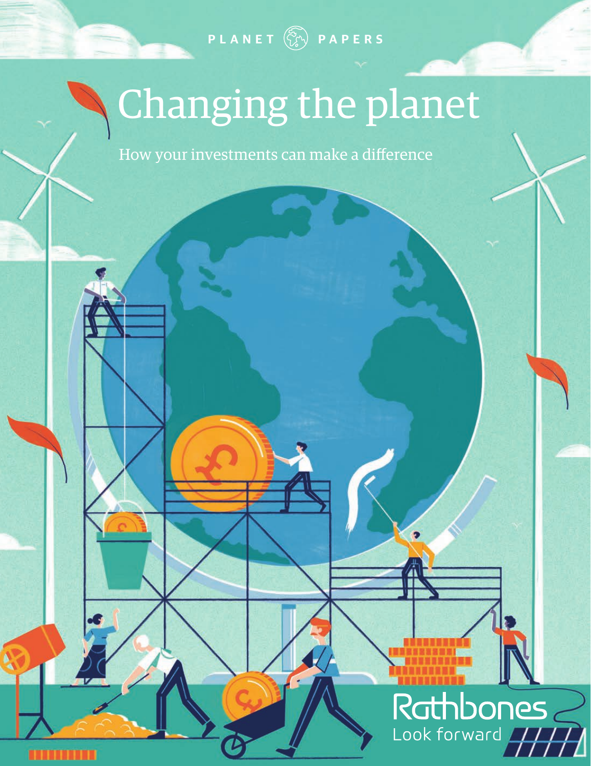PLANET PAPERS

# Changing the planet

How your investments can make a difference

Rathbones

Look forward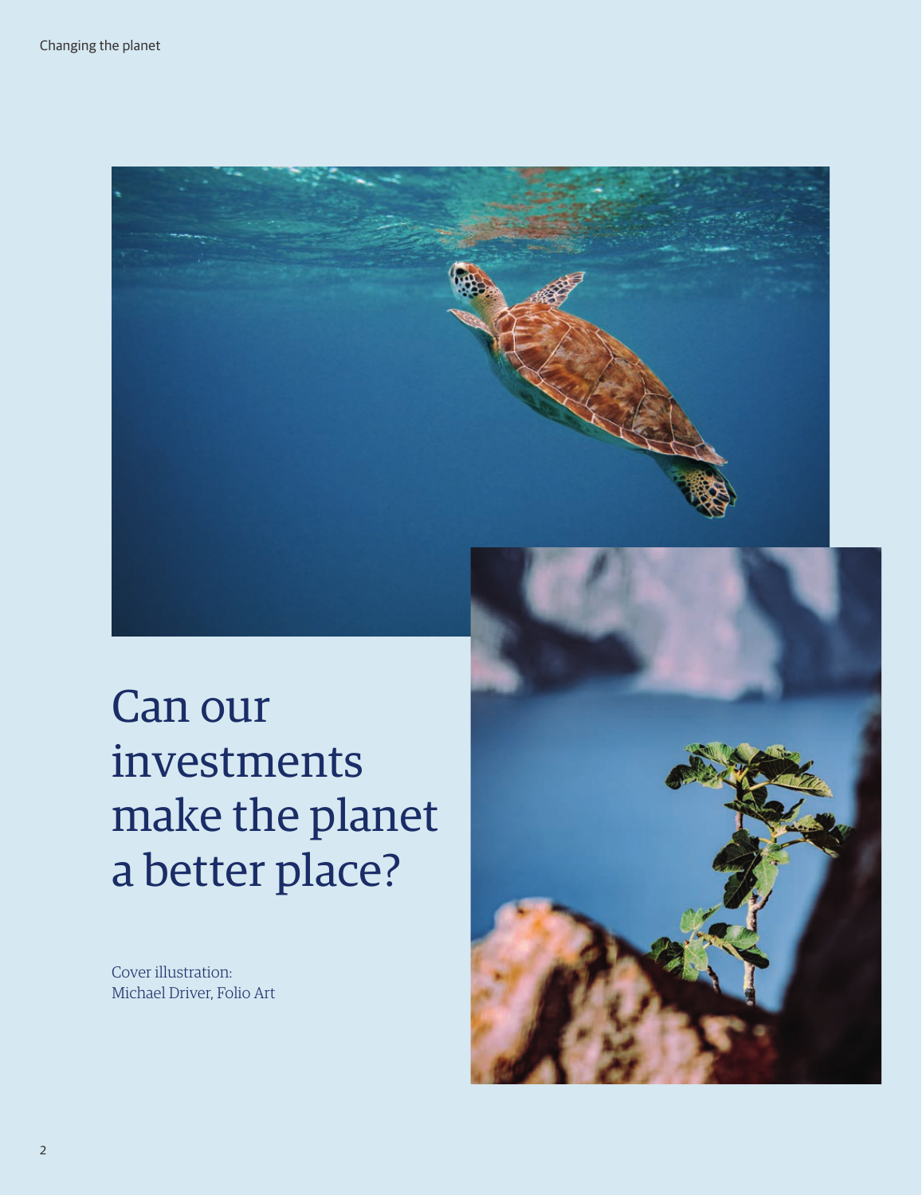# Can our investments make the planet a better place?

Cover illustration:
Michael Driver, Folio Art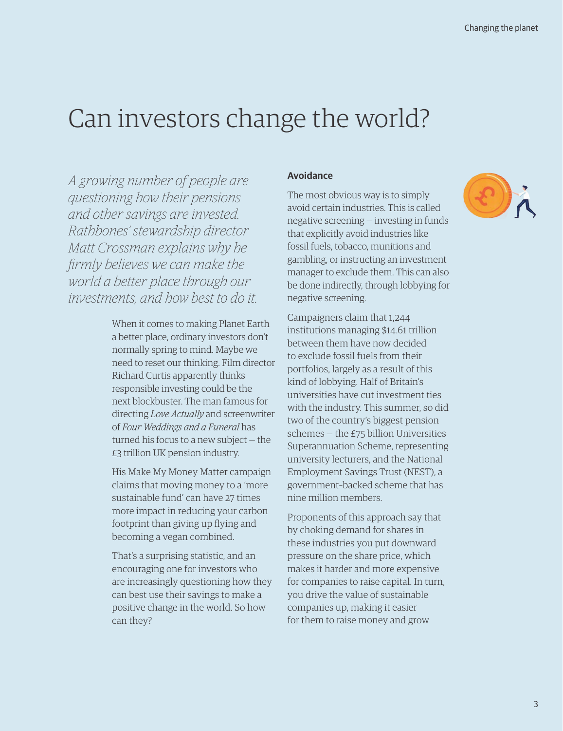# Can investors change the world?

*A growing number of people are questioning how their pensions and other savings are invested. Rathbones' stewardship director Matt Crossman explains why he firmly believes we can make the world a better place through our investments, and how best to do it.*

When it comes to making Planet Earth a better place, ordinary investors don't normally spring to mind. Maybe we need to reset our thinking. Film director Richard Curtis apparently thinks responsible investing could be the next blockbuster. The man famous for directing *Love Actually* and screenwriter of *Four Weddings and a Funeral* has turned his focus to a new subject – the £3 trillion UK pension industry.

His Make My Money Matter campaign claims that moving money to a 'more sustainable fund' can have 27 times more impact in reducing your carbon footprint than giving up flying and becoming a vegan combined.

That's a surprising statistic, and an encouraging one for investors who are increasingly questioning how they can best use their savings to make a positive change in the world. So how can they?

**Avoidance**

The most obvious way is to simply avoid certain industries. This is called negative screening – investing in funds that explicitly avoid industries like fossil fuels, tobacco, munitions and gambling, or instructing an investment manager to exclude them. This can also be done indirectly, through lobbying for negative screening.

Campaigners claim that 1,244 institutions managing $14.61 trillion between them have now decided to exclude fossil fuels from their portfolios, largely as a result of this kind of lobbying. Half of Britain's universities have cut investment ties with the industry. This summer, so did two of the country's biggest pension schemes – the £75 billion Universities Superannuation Scheme, representing university lecturers, and the National Employment Savings Trust (NEST), a government-backed scheme that has nine million members.

Proponents of this approach say that by choking demand for shares in these industries you put downward pressure on the share price, which makes it harder and more expensive for companies to raise capital. In turn, you drive the value of sustainable companies up, making it easier for them to raise money and grow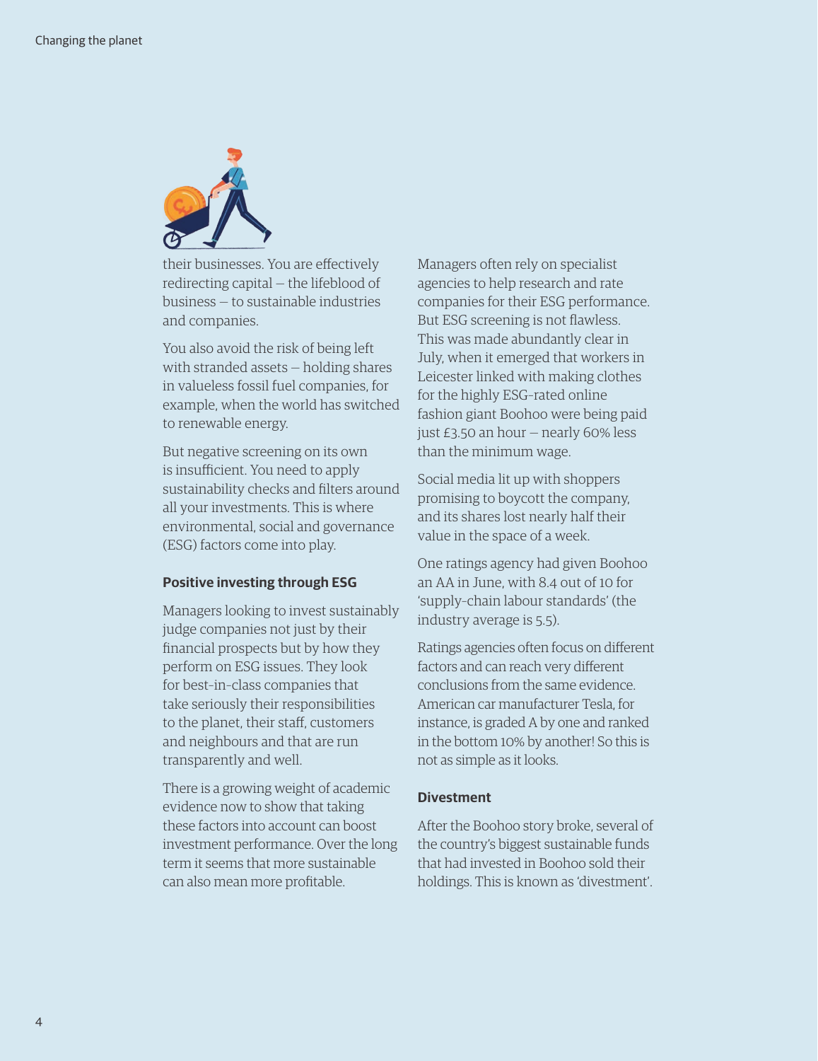their businesses. You are effectively redirecting capital – the lifeblood of business – to sustainable industries and companies.

You also avoid the risk of being left with stranded assets – holding shares in valueless fossil fuel companies, for example, when the world has switched to renewable energy.

But negative screening on its own is insufficient. You need to apply sustainability checks and filters around all your investments. This is where environmental, social and governance (ESG) factors come into play.

### Positive investing through ESG

Managers looking to invest sustainably judge companies not just by their financial prospects but by how they perform on ESG issues. They look for best-in-class companies that take seriously their responsibilities to the planet, their staff, customers and neighbours and that are run transparently and well.

There is a growing weight of academic evidence now to show that taking these factors into account can boost investment performance. Over the long term it seems that more sustainable can also mean more profitable.

Managers often rely on specialist agencies to help research and rate companies for their ESG performance. But ESG screening is not flawless. This was made abundantly clear in July, when it emerged that workers in Leicester linked with making clothes for the highly ESG-rated online fashion giant Boohoo were being paid just £3.50 an hour – nearly 60% less than the minimum wage.

Social media lit up with shoppers promising to boycott the company, and its shares lost nearly half their value in the space of a week.

One ratings agency had given Boohoo an AA in June, with 8.4 out of 10 for 'supply-chain labour standards' (the industry average is 5.5).

Ratings agencies often focus on different factors and can reach very different conclusions from the same evidence. American car manufacturer Tesla, for instance, is graded A by one and ranked in the bottom 10% by another! So this is not as simple as it looks.

### Divestment

After the Boohoo story broke, several of the country's biggest sustainable funds that had invested in Boohoo sold their holdings. This is known as 'divestment'.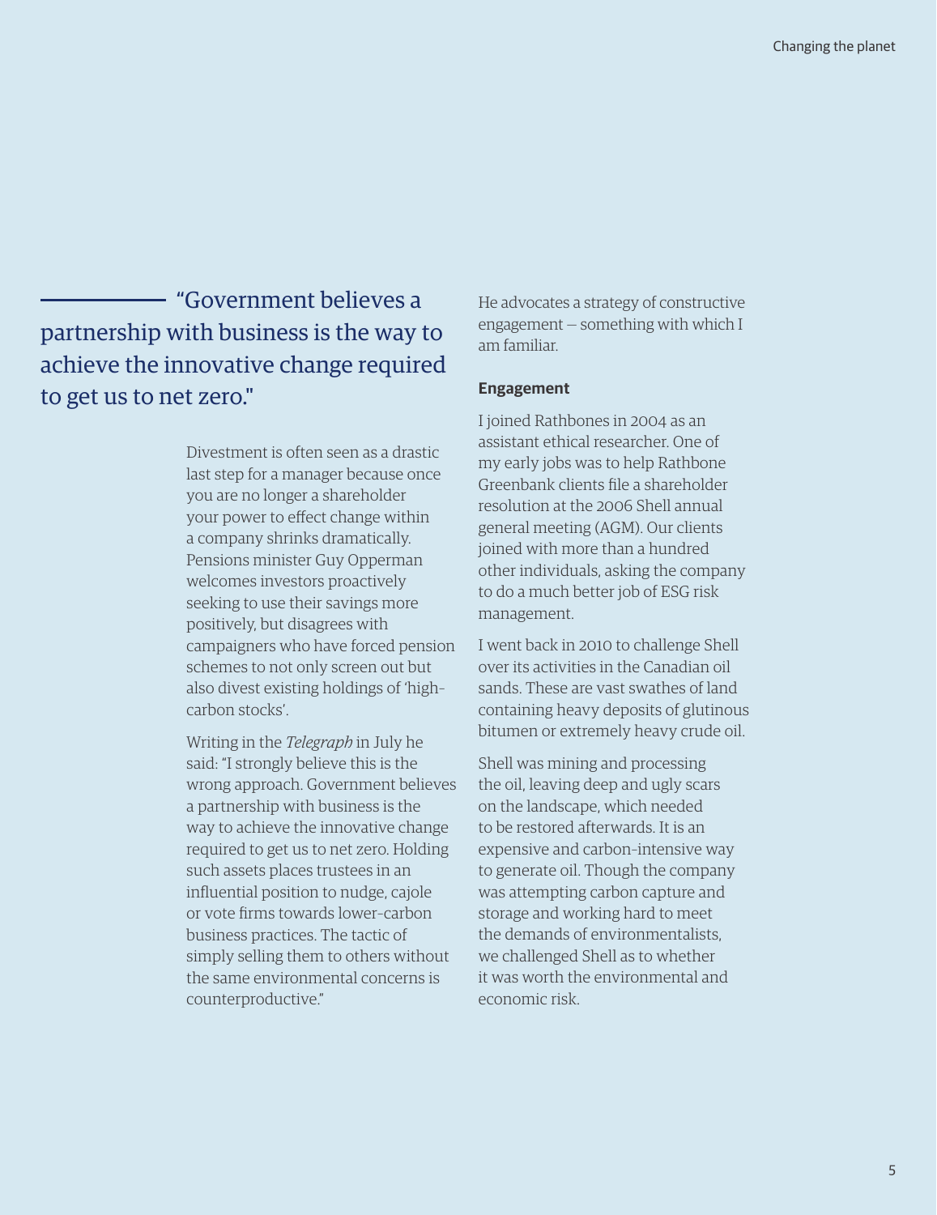> "Government believes a partnership with business is the way to achieve the innovative change required to get us to net zero."

Divestment is often seen as a drastic last step for a manager because once you are no longer a shareholder your power to effect change within a company shrinks dramatically. Pensions minister Guy Opperman welcomes investors proactively seeking to use their savings more positively, but disagrees with campaigners who have forced pension schemes to not only screen out but also divest existing holdings of 'high-carbon stocks'.

Writing in the *Telegraph* in July he said: "I strongly believe this is the wrong approach. Government believes a partnership with business is the way to achieve the innovative change required to get us to net zero. Holding such assets places trustees in an influential position to nudge, cajole or vote firms towards lower-carbon business practices. The tactic of simply selling them to others without the same environmental concerns is counterproductive."

He advocates a strategy of constructive engagement – something with which I am familiar.

**Engagement**

I joined Rathbones in 2004 as an assistant ethical researcher. One of my early jobs was to help Rathbone Greenbank clients file a shareholder resolution at the 2006 Shell annual general meeting (AGM). Our clients joined with more than a hundred other individuals, asking the company to do a much better job of ESG risk management.

I went back in 2010 to challenge Shell over its activities in the Canadian oil sands. These are vast swathes of land containing heavy deposits of glutinous bitumen or extremely heavy crude oil.

Shell was mining and processing the oil, leaving deep and ugly scars on the landscape, which needed to be restored afterwards. It is an expensive and carbon-intensive way to generate oil. Though the company was attempting carbon capture and storage and working hard to meet the demands of environmentalists, we challenged Shell as to whether it was worth the environmental and economic risk.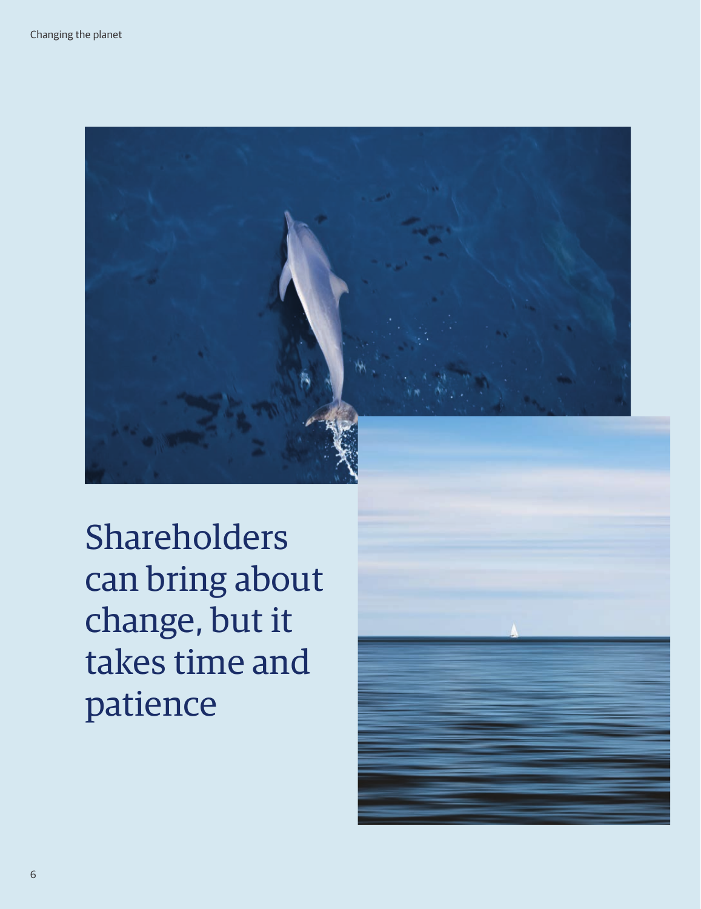# Shareholders can bring about change, but it takes time and patience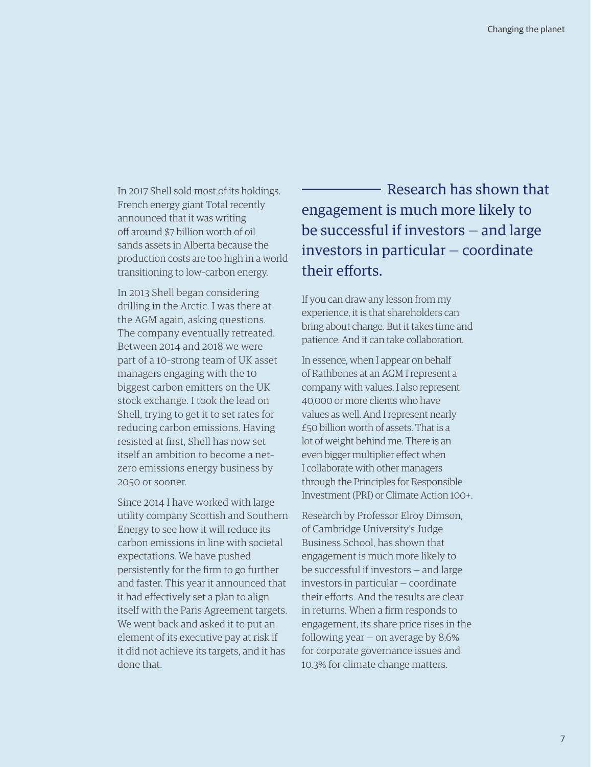In 2017 Shell sold most of its holdings. French energy giant Total recently announced that it was writing off around $7 billion worth of oil sands assets in Alberta because the production costs are too high in a world transitioning to low-carbon energy.

In 2013 Shell began considering drilling in the Arctic. I was there at the AGM again, asking questions. The company eventually retreated. Between 2014 and 2018 we were part of a 10-strong team of UK asset managers engaging with the 10 biggest carbon emitters on the UK stock exchange. I took the lead on Shell, trying to get it to set rates for reducing carbon emissions. Having resisted at first, Shell has now set itself an ambition to become a net-zero emissions energy business by 2050 or sooner.

Since 2014 I have worked with large utility company Scottish and Southern Energy to see how it will reduce its carbon emissions in line with societal expectations. We have pushed persistently for the firm to go further and faster. This year it announced that it had effectively set a plan to align itself with the Paris Agreement targets. We went back and asked it to put an element of its executive pay at risk if it did not achieve its targets, and it has done that.

> Research has shown that engagement is much more likely to be successful if investors — and large investors in particular — coordinate their efforts.

If you can draw any lesson from my experience, it is that shareholders can bring about change. But it takes time and patience. And it can take collaboration.

In essence, when I appear on behalf of Rathbones at an AGM I represent a company with values. I also represent 40,000 or more clients who have values as well. And I represent nearly £50 billion worth of assets. That is a lot of weight behind me. There is an even bigger multiplier effect when I collaborate with other managers through the Principles for Responsible Investment (PRI) or Climate Action 100+.

Research by Professor Elroy Dimson, of Cambridge University's Judge Business School, has shown that engagement is much more likely to be successful if investors — and large investors in particular — coordinate their efforts. And the results are clear in returns. When a firm responds to engagement, its share price rises in the following year — on average by 8.6% for corporate governance issues and 10.3% for climate change matters.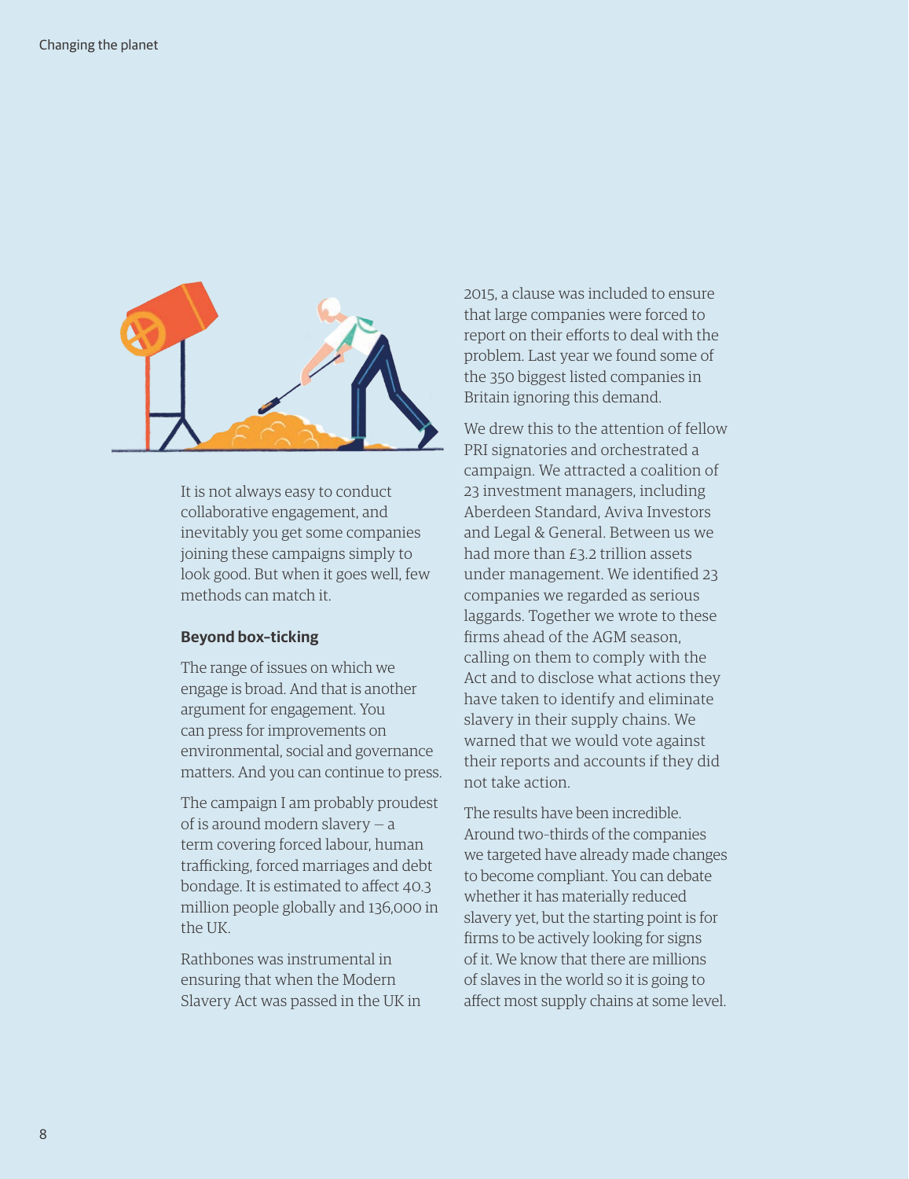It is not always easy to conduct collaborative engagement, and inevitably you get some companies joining these campaigns simply to look good. But when it goes well, few methods can match it.

### Beyond box-ticking

The range of issues on which we engage is broad. And that is another argument for engagement. You can press for improvements on environmental, social and governance matters. And you can continue to press.

The campaign I am probably proudest of is around modern slavery – a term covering forced labour, human trafficking, forced marriages and debt bondage. It is estimated to affect 40.3 million people globally and 136,000 in the UK.

Rathbones was instrumental in ensuring that when the Modern Slavery Act was passed in the UK in 2015, a clause was included to ensure that large companies were forced to report on their efforts to deal with the problem. Last year we found some of the 350 biggest listed companies in Britain ignoring this demand.

We drew this to the attention of fellow PRI signatories and orchestrated a campaign. We attracted a coalition of 23 investment managers, including Aberdeen Standard, Aviva Investors and Legal & General. Between us we had more than £3.2 trillion assets under management. We identified 23 companies we regarded as serious laggards. Together we wrote to these firms ahead of the AGM season, calling on them to comply with the Act and to disclose what actions they have taken to identify and eliminate slavery in their supply chains. We warned that we would vote against their reports and accounts if they did not take action.

The results have been incredible. Around two-thirds of the companies we targeted have already made changes to become compliant. You can debate whether it has materially reduced slavery yet, but the starting point is for firms to be actively looking for signs of it. We know that there are millions of slaves in the world so it is going to affect most supply chains at some level.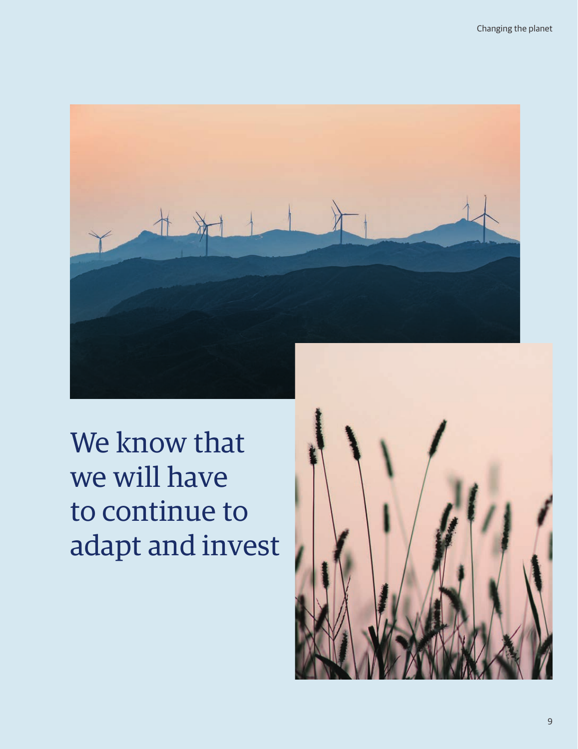# We know that we will have to continue to adapt and invest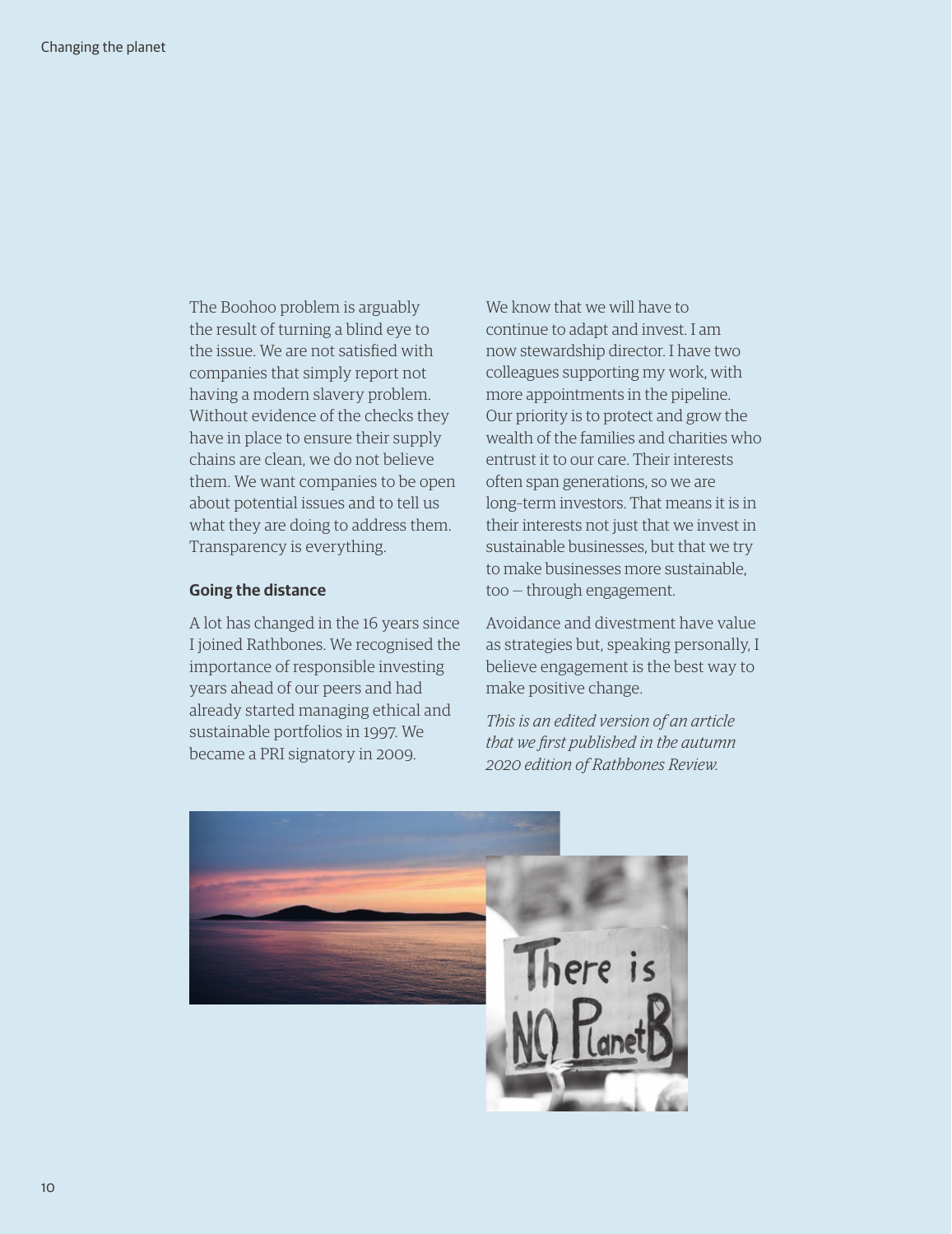The Boohoo problem is arguably the result of turning a blind eye to the issue. We are not satisfied with companies that simply report not having a modern slavery problem. Without evidence of the checks they have in place to ensure their supply chains are clean, we do not believe them. We want companies to be open about potential issues and to tell us what they are doing to address them. Transparency is everything.

**Going the distance**

A lot has changed in the 16 years since I joined Rathbones. We recognised the importance of responsible investing years ahead of our peers and had already started managing ethical and sustainable portfolios in 1997. We became a PRI signatory in 2009.

We know that we will have to continue to adapt and invest. I am now stewardship director. I have two colleagues supporting my work, with more appointments in the pipeline. Our priority is to protect and grow the wealth of the families and charities who entrust it to our care. Their interests often span generations, so we are long-term investors. That means it is in their interests not just that we invest in sustainable businesses, but that we try to make businesses more sustainable, too — through engagement.

Avoidance and divestment have value as strategies but, speaking personally, I believe engagement is the best way to make positive change.

*This is an edited version of an article that we first published in the autumn 2020 edition of Rathbones Review.*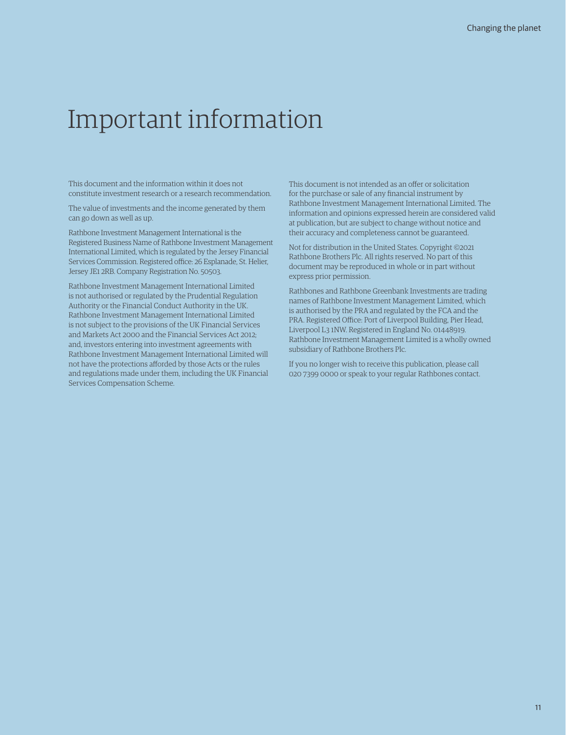# Important information

This document and the information within it does not constitute investment research or a research recommendation.

The value of investments and the income generated by them can go down as well as up.

Rathbone Investment Management International is the Registered Business Name of Rathbone Investment Management International Limited, which is regulated by the Jersey Financial Services Commission. Registered office: 26 Esplanade, St. Helier, Jersey JE1 2RB. Company Registration No. 50503.

Rathbone Investment Management International Limited is not authorised or regulated by the Prudential Regulation Authority or the Financial Conduct Authority in the UK. Rathbone Investment Management International Limited is not subject to the provisions of the UK Financial Services and Markets Act 2000 and the Financial Services Act 2012; and, investors entering into investment agreements with Rathbone Investment Management International Limited will not have the protections afforded by those Acts or the rules and regulations made under them, including the UK Financial Services Compensation Scheme.

This document is not intended as an offer or solicitation for the purchase or sale of any financial instrument by Rathbone Investment Management International Limited. The information and opinions expressed herein are considered valid at publication, but are subject to change without notice and their accuracy and completeness cannot be guaranteed.

Not for distribution in the United States. Copyright ©2021 Rathbone Brothers Plc. All rights reserved. No part of this document may be reproduced in whole or in part without express prior permission.

Rathbones and Rathbone Greenbank Investments are trading names of Rathbone Investment Management Limited, which is authorised by the PRA and regulated by the FCA and the PRA. Registered Office: Port of Liverpool Building, Pier Head, Liverpool L3 1NW. Registered in England No. 01448919. Rathbone Investment Management Limited is a wholly owned subsidiary of Rathbone Brothers Plc.

If you no longer wish to receive this publication, please call 020 7399 0000 or speak to your regular Rathbones contact.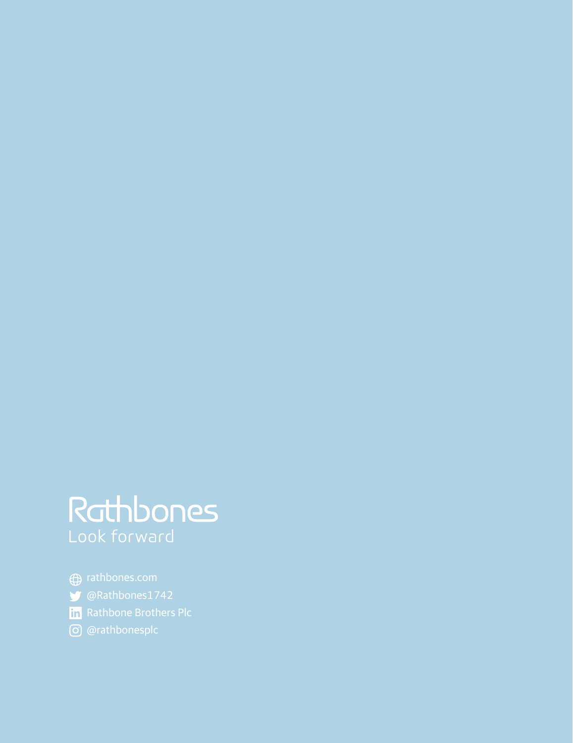Rathbones

Look forward

rathbones.com

@Rathbones1742

Rathbone Brothers Plc

@rathbonesplc